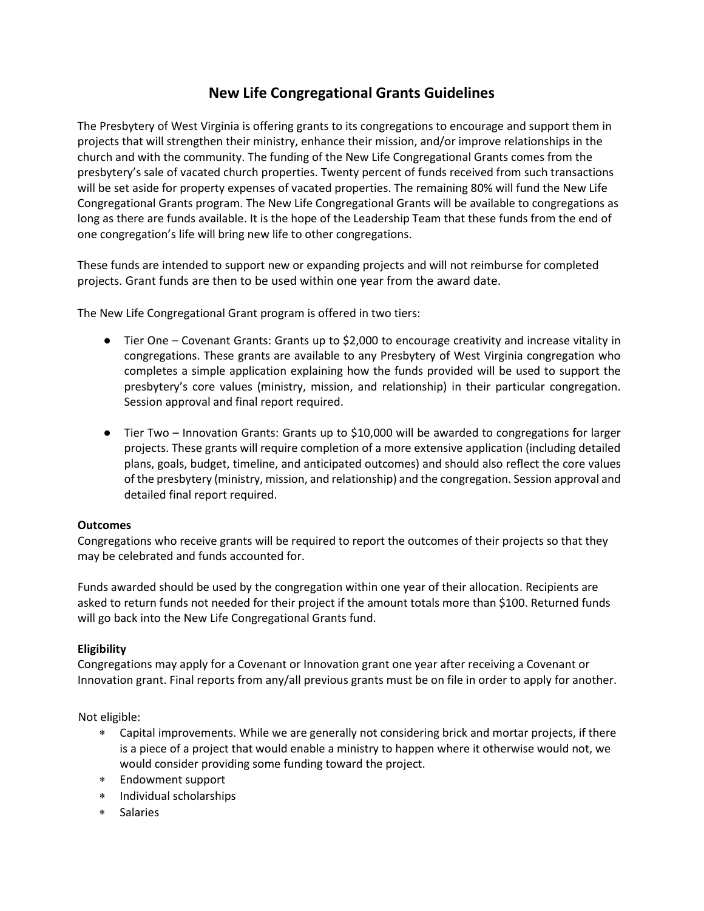# New Life Congregational Grants Guidelines

The Presbytery of West Virginia is offering grants to its congregations to encourage and support them in projects that will strengthen their ministry, enhance their mission, and/or improve relationships in the church and with the community. The funding of the New Life Congregational Grants comes from the presbytery's sale of vacated church properties. Twenty percent of funds received from such transactions will be set aside for property expenses of vacated properties. The remaining 80% will fund the New Life Congregational Grants program. The New Life Congregational Grants will be available to congregations as long as there are funds available. It is the hope of the Leadership Team that these funds from the end of one congregation's life will bring new life to other congregations.

These funds are intended to support new or expanding projects and will not reimburse for completed projects. Grant funds are then to be used within one year from the award date.

The New Life Congregational Grant program is offered in two tiers:

- Tier One – Covenant Grants: Grants up to $2,000 to encourage creativity and increase vitality in congregations. These grants are available to any Presbytery of West Virginia congregation who completes a simple application explaining how the funds provided will be used to support the presbytery's core values (ministry, mission, and relationship) in their particular congregation. Session approval and final report required.

- Tier Two – Innovation Grants: Grants up to $10,000 will be awarded to congregations for larger projects. These grants will require completion of a more extensive application (including detailed plans, goals, budget, timeline, and anticipated outcomes) and should also reflect the core values of the presbytery (ministry, mission, and relationship) and the congregation. Session approval and detailed final report required.

**Outcomes**

Congregations who receive grants will be required to report the outcomes of their projects so that they may be celebrated and funds accounted for.

Funds awarded should be used by the congregation within one year of their allocation. Recipients are asked to return funds not needed for their project if the amount totals more than $100. Returned funds will go back into the New Life Congregational Grants fund.

**Eligibility**

Congregations may apply for a Covenant or Innovation grant one year after receiving a Covenant or Innovation grant. Final reports from any/all previous grants must be on file in order to apply for another.

Not eligible:

- Capital improvements. While we are generally not considering brick and mortar projects, if there is a piece of a project that would enable a ministry to happen where it otherwise would not, we would consider providing some funding toward the project.
- Endowment support
- Individual scholarships
- Salaries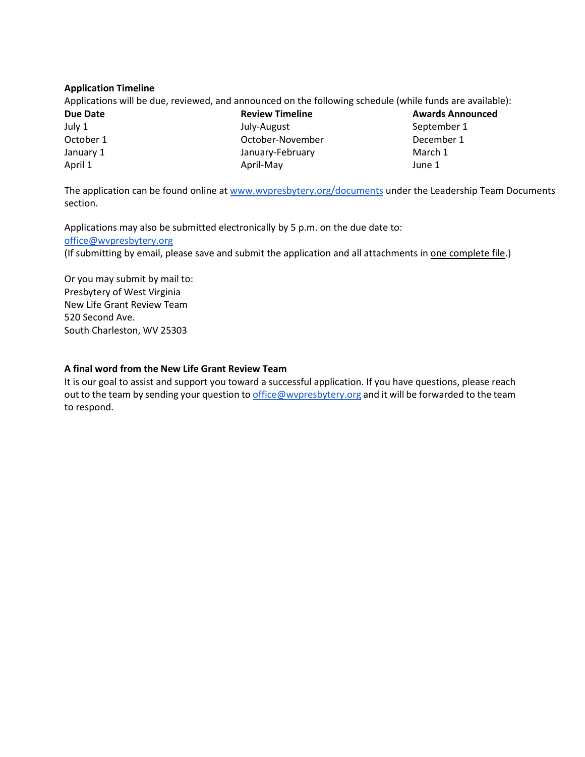**Application Timeline**

Applications will be due, reviewed, and announced on the following schedule (while funds are available):

| Due Date | Review Timeline | Awards Announced |
| --- | --- | --- |
| July 1 | July-August | September 1 |
| October 1 | October-November | December 1 |
| January 1 | January-February | March 1 |
| April 1 | April-May | June 1 |

The application can be found online at www.wvpresbytery.org/documents under the Leadership Team Documents section.

Applications may also be submitted electronically by 5 p.m. on the due date to:
office@wvpresbytery.org
(If submitting by email, please save and submit the application and all attachments in one complete file.)

Or you may submit by mail to:
Presbytery of West Virginia
New Life Grant Review Team
520 Second Ave.
South Charleston, WV 25303

**A final word from the New Life Grant Review Team**

It is our goal to assist and support you toward a successful application. If you have questions, please reach out to the team by sending your question to office@wvpresbytery.org and it will be forwarded to the team to respond.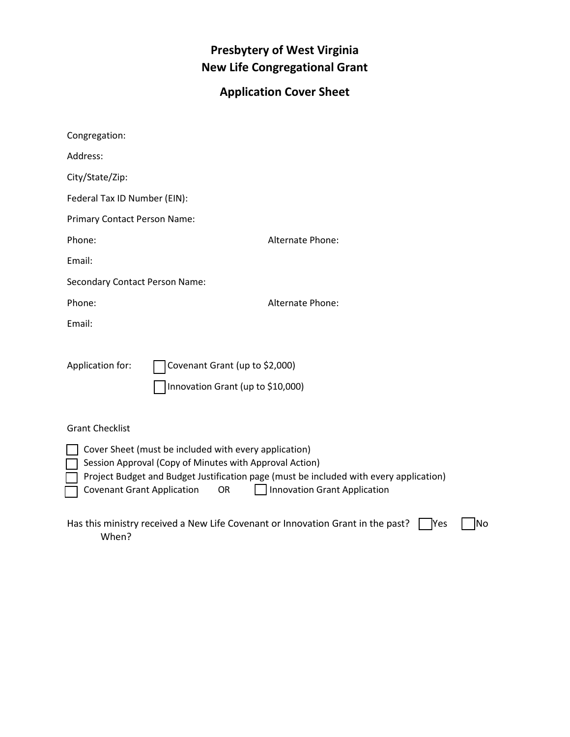# Presbytery of West Virginia
# New Life Congregational Grant

## Application Cover Sheet

Congregation:

Address:

City/State/Zip:

Federal Tax ID Number (EIN):

Primary Contact Person Name:

Phone: Alternate Phone:

Email:

Secondary Contact Person Name:

Phone: Alternate Phone:

Email:

Application for:
- ☐ Covenant Grant (up to $2,000)
- ☐ Innovation Grant (up to $10,000)

Grant Checklist

- ☐ Cover Sheet (must be included with every application)
- ☐ Session Approval (Copy of Minutes with Approval Action)
- ☐ Project Budget and Budget Justification page (must be included with every application)
- ☐ Covenant Grant Application OR ☐ Innovation Grant Application

Has this ministry received a New Life Covenant or Innovation Grant in the past? ☐ Yes ☐ No

When?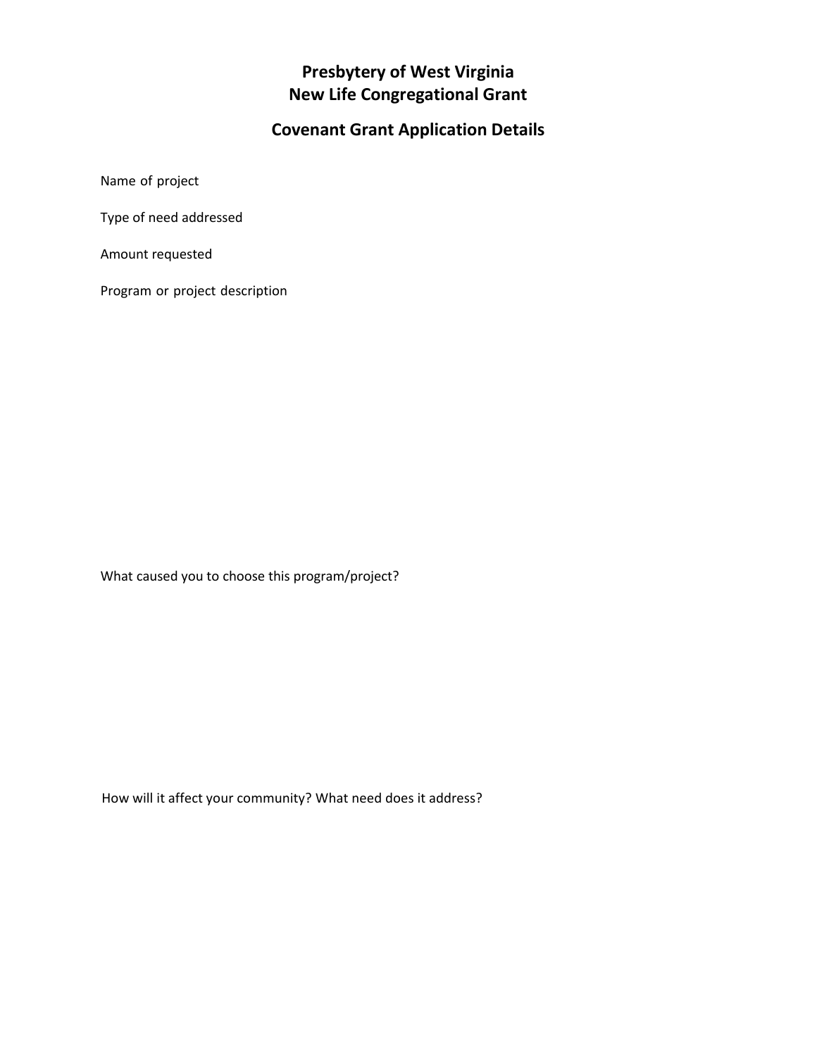# Presbytery of West Virginia
# New Life Congregational Grant

## Covenant Grant Application Details

Name of project

Type of need addressed

Amount requested

Program or project description

What caused you to choose this program/project?

How will it affect your community? What need does it address?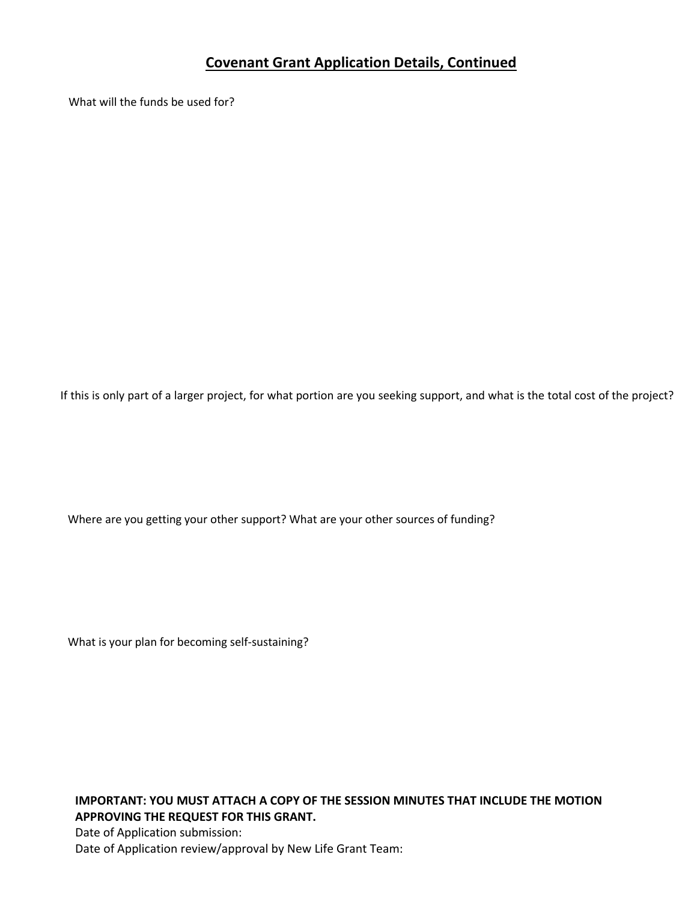## Covenant Grant Application Details, Continued

What will the funds be used for?

If this is only part of a larger project, for what portion are you seeking support, and what is the total cost of the project?

Where are you getting your other support? What are your other sources of funding?

What is your plan for becoming self-sustaining?

**IMPORTANT: YOU MUST ATTACH A COPY OF THE SESSION MINUTES THAT INCLUDE THE MOTION APPROVING THE REQUEST FOR THIS GRANT.**

Date of Application submission:

Date of Application review/approval by New Life Grant Team: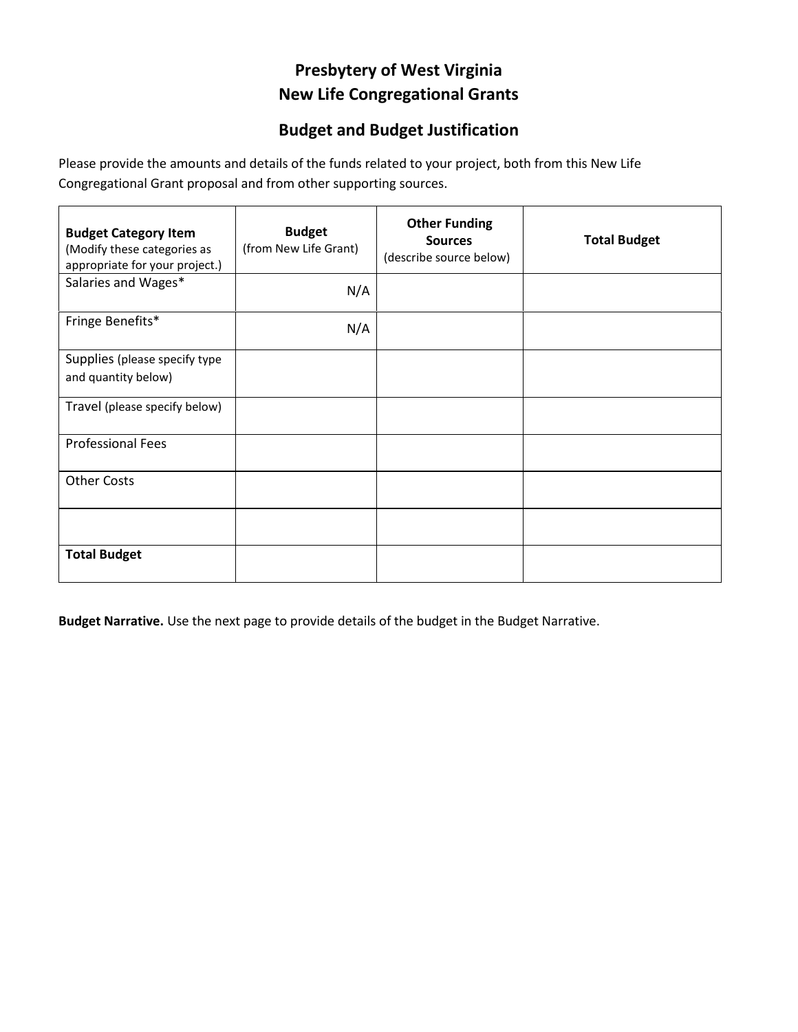# Presbytery of West Virginia
# New Life Congregational Grants

## Budget and Budget Justification

Please provide the amounts and details of the funds related to your project, both from this New Life Congregational Grant proposal and from other supporting sources.

| **Budget Category Item** (Modify these categories as appropriate for your project.) | **Budget** (from New Life Grant) | **Other Funding Sources** (describe source below) | **Total Budget** |
|---|---|---|---|
| Salaries and Wages* | N/A | | |
| Fringe Benefits* | N/A | | |
| Supplies (please specify type and quantity below) | | | |
| Travel (please specify below) | | | |
| Professional Fees | | | |
| Other Costs | | | |
| | | | |
| **Total Budget** | | | |

**Budget Narrative.** Use the next page to provide details of the budget in the Budget Narrative.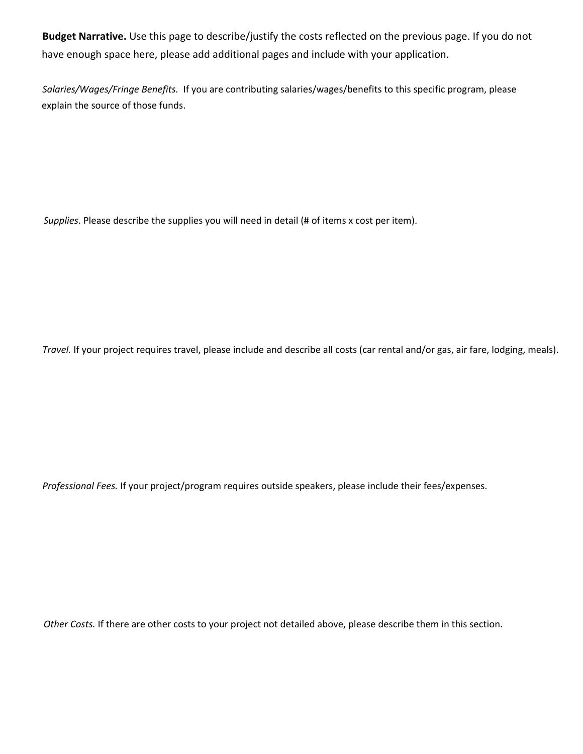**Budget Narrative.** Use this page to describe/justify the costs reflected on the previous page. If you do not have enough space here, please add additional pages and include with your application.

*Salaries/Wages/Fringe Benefits.* If you are contributing salaries/wages/benefits to this specific program, please explain the source of those funds.

*Supplies*. Please describe the supplies you will need in detail (# of items x cost per item).

*Travel.* If your project requires travel, please include and describe all costs (car rental and/or gas, air fare, lodging, meals).

*Professional Fees.* If your project/program requires outside speakers, please include their fees/expenses.

*Other Costs.* If there are other costs to your project not detailed above, please describe them in this section.